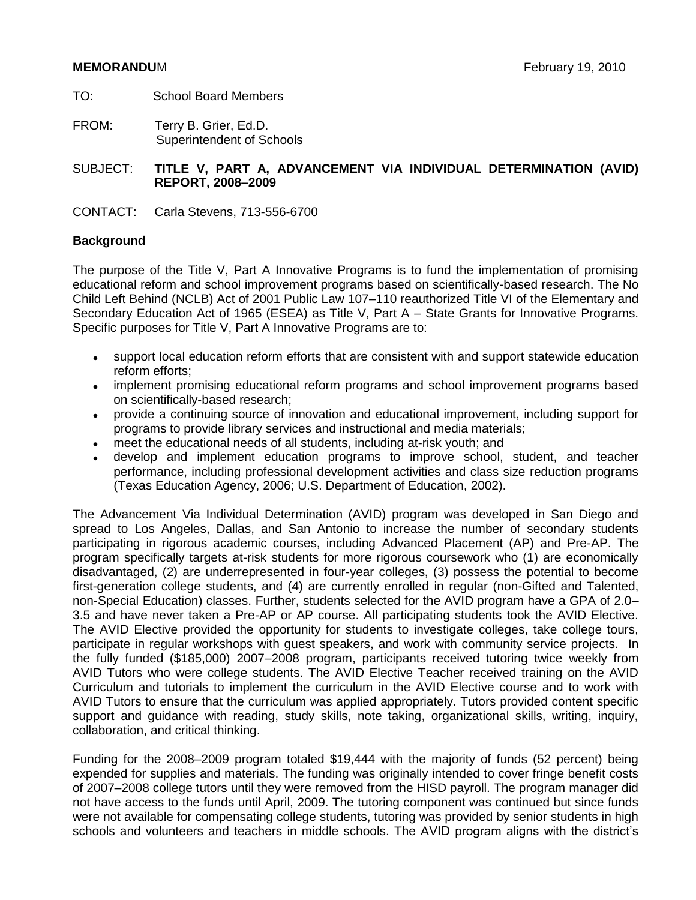**MEMORANDU**M February 19, 2010

TO: School Board Members

FROM: Terry B. Grier, Ed.D.
Superintendent of Schools

SUBJECT: **TITLE V, PART A, ADVANCEMENT VIA INDIVIDUAL DETERMINATION (AVID) REPORT, 2008–2009**

CONTACT: Carla Stevens, 713-556-6700

**Background**

The purpose of the Title V, Part A Innovative Programs is to fund the implementation of promising educational reform and school improvement programs based on scientifically-based research. The No Child Left Behind (NCLB) Act of 2001 Public Law 107–110 reauthorized Title VI of the Elementary and Secondary Education Act of 1965 (ESEA) as Title V, Part A – State Grants for Innovative Programs. Specific purposes for Title V, Part A Innovative Programs are to:

- support local education reform efforts that are consistent with and support statewide education reform efforts;
- implement promising educational reform programs and school improvement programs based on scientifically-based research;
- provide a continuing source of innovation and educational improvement, including support for programs to provide library services and instructional and media materials;
- meet the educational needs of all students, including at-risk youth; and
- develop and implement education programs to improve school, student, and teacher performance, including professional development activities and class size reduction programs (Texas Education Agency, 2006; U.S. Department of Education, 2002).

The Advancement Via Individual Determination (AVID) program was developed in San Diego and spread to Los Angeles, Dallas, and San Antonio to increase the number of secondary students participating in rigorous academic courses, including Advanced Placement (AP) and Pre-AP. The program specifically targets at-risk students for more rigorous coursework who (1) are economically disadvantaged, (2) are underrepresented in four-year colleges, (3) possess the potential to become first-generation college students, and (4) are currently enrolled in regular (non-Gifted and Talented, non-Special Education) classes. Further, students selected for the AVID program have a GPA of 2.0–3.5 and have never taken a Pre-AP or AP course. All participating students took the AVID Elective. The AVID Elective provided the opportunity for students to investigate colleges, take college tours, participate in regular workshops with guest speakers, and work with community service projects. In the fully funded ($185,000) 2007–2008 program, participants received tutoring twice weekly from AVID Tutors who were college students. The AVID Elective Teacher received training on the AVID Curriculum and tutorials to implement the curriculum in the AVID Elective course and to work with AVID Tutors to ensure that the curriculum was applied appropriately. Tutors provided content specific support and guidance with reading, study skills, note taking, organizational skills, writing, inquiry, collaboration, and critical thinking.

Funding for the 2008–2009 program totaled $19,444 with the majority of funds (52 percent) being expended for supplies and materials. The funding was originally intended to cover fringe benefit costs of 2007–2008 college tutors until they were removed from the HISD payroll. The program manager did not have access to the funds until April, 2009. The tutoring component was continued but since funds were not available for compensating college students, tutoring was provided by senior students in high schools and volunteers and teachers in middle schools. The AVID program aligns with the district's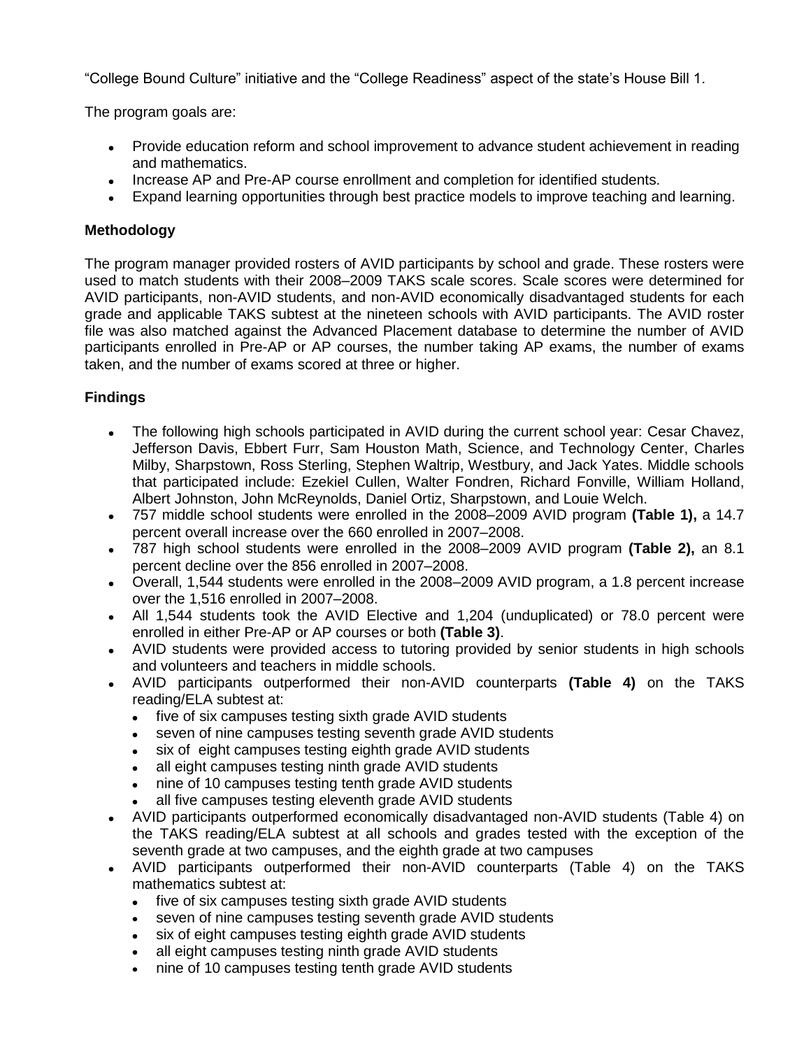“College Bound Culture” initiative and the “College Readiness” aspect of the state’s House Bill 1.

The program goals are:

- Provide education reform and school improvement to advance student achievement in reading and mathematics.
- Increase AP and Pre-AP course enrollment and completion for identified students.
- Expand learning opportunities through best practice models to improve teaching and learning.

**Methodology**

The program manager provided rosters of AVID participants by school and grade. These rosters were used to match students with their 2008–2009 TAKS scale scores. Scale scores were determined for AVID participants, non-AVID students, and non-AVID economically disadvantaged students for each grade and applicable TAKS subtest at the nineteen schools with AVID participants. The AVID roster file was also matched against the Advanced Placement database to determine the number of AVID participants enrolled in Pre-AP or AP courses, the number taking AP exams, the number of exams taken, and the number of exams scored at three or higher.

**Findings**

- The following high schools participated in AVID during the current school year: Cesar Chavez, Jefferson Davis, Ebbert Furr, Sam Houston Math, Science, and Technology Center, Charles Milby, Sharpstown, Ross Sterling, Stephen Waltrip, Westbury, and Jack Yates. Middle schools that participated include: Ezekiel Cullen, Walter Fondren, Richard Fonville, William Holland, Albert Johnston, John McReynolds, Daniel Ortiz, Sharpstown, and Louie Welch.
- 757 middle school students were enrolled in the 2008–2009 AVID program **(Table 1),** a 14.7 percent overall increase over the 660 enrolled in 2007–2008.
- 787 high school students were enrolled in the 2008–2009 AVID program **(Table 2),** an 8.1 percent decline over the 856 enrolled in 2007–2008.
- Overall, 1,544 students were enrolled in the 2008–2009 AVID program, a 1.8 percent increase over the 1,516 enrolled in 2007–2008.
- All 1,544 students took the AVID Elective and 1,204 (unduplicated) or 78.0 percent were enrolled in either Pre-AP or AP courses or both **(Table 3)**.
- AVID students were provided access to tutoring provided by senior students in high schools and volunteers and teachers in middle schools.
- AVID participants outperformed their non-AVID counterparts **(Table 4)** on the TAKS reading/ELA subtest at:
  - five of six campuses testing sixth grade AVID students
  - seven of nine campuses testing seventh grade AVID students
  - six of eight campuses testing eighth grade AVID students
  - all eight campuses testing ninth grade AVID students
  - nine of 10 campuses testing tenth grade AVID students
  - all five campuses testing eleventh grade AVID students
- AVID participants outperformed economically disadvantaged non-AVID students (Table 4) on the TAKS reading/ELA subtest at all schools and grades tested with the exception of the seventh grade at two campuses, and the eighth grade at two campuses
- AVID participants outperformed their non-AVID counterparts (Table 4) on the TAKS mathematics subtest at:
  - five of six campuses testing sixth grade AVID students
  - seven of nine campuses testing seventh grade AVID students
  - six of eight campuses testing eighth grade AVID students
  - all eight campuses testing ninth grade AVID students
  - nine of 10 campuses testing tenth grade AVID students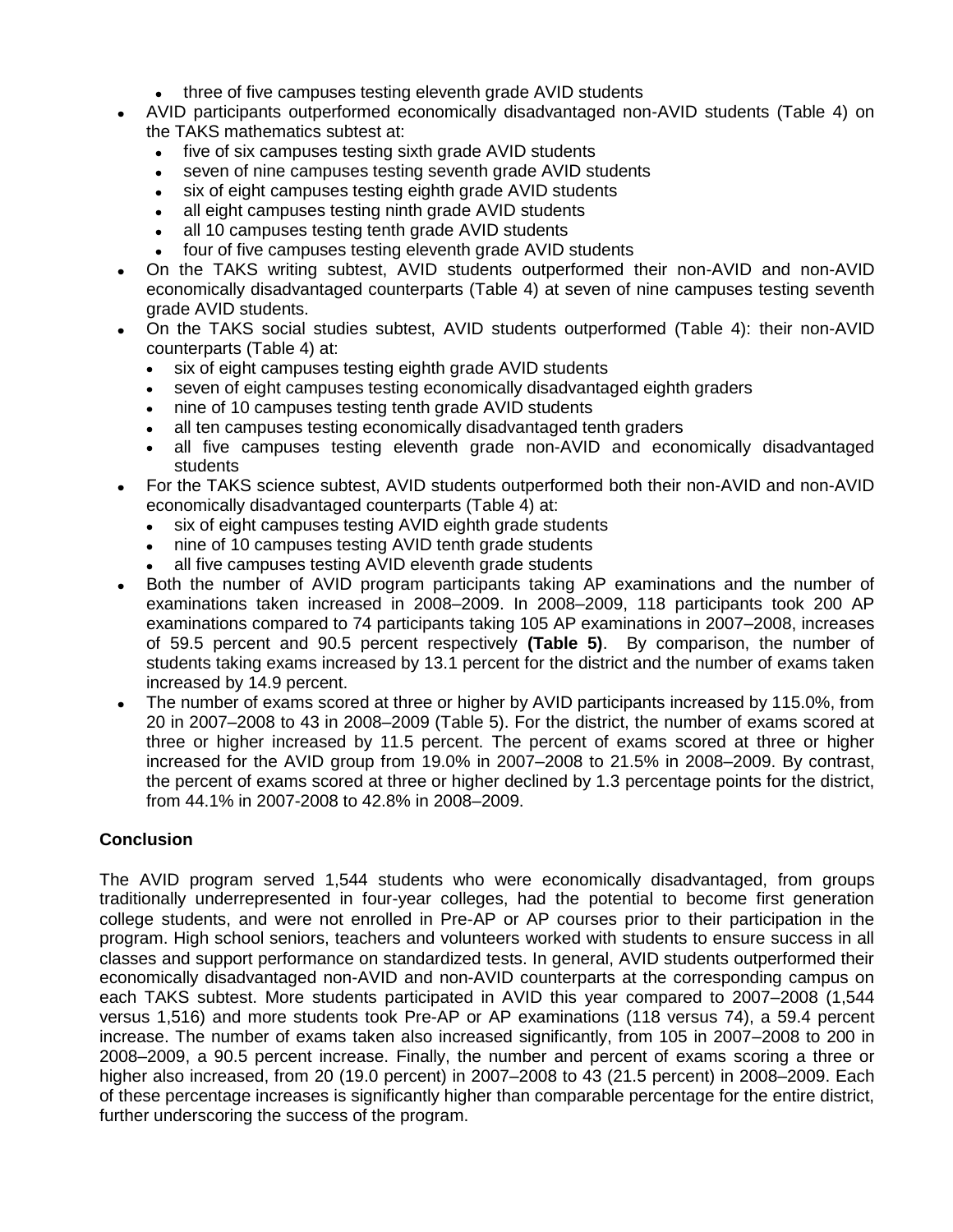- three of five campuses testing eleventh grade AVID students
- AVID participants outperformed economically disadvantaged non-AVID students (Table 4) on the TAKS mathematics subtest at:
  - five of six campuses testing sixth grade AVID students
  - seven of nine campuses testing seventh grade AVID students
  - six of eight campuses testing eighth grade AVID students
  - all eight campuses testing ninth grade AVID students
  - all 10 campuses testing tenth grade AVID students
  - four of five campuses testing eleventh grade AVID students
- On the TAKS writing subtest, AVID students outperformed their non-AVID and non-AVID economically disadvantaged counterparts (Table 4) at seven of nine campuses testing seventh grade AVID students.
- On the TAKS social studies subtest, AVID students outperformed (Table 4): their non-AVID counterparts (Table 4) at:
  - six of eight campuses testing eighth grade AVID students
  - seven of eight campuses testing economically disadvantaged eighth graders
  - nine of 10 campuses testing tenth grade AVID students
  - all ten campuses testing economically disadvantaged tenth graders
  - all five campuses testing eleventh grade non-AVID and economically disadvantaged students
- For the TAKS science subtest, AVID students outperformed both their non-AVID and non-AVID economically disadvantaged counterparts (Table 4) at:
  - six of eight campuses testing AVID eighth grade students
  - nine of 10 campuses testing AVID tenth grade students
  - all five campuses testing AVID eleventh grade students
- Both the number of AVID program participants taking AP examinations and the number of examinations taken increased in 2008–2009. In 2008–2009, 118 participants took 200 AP examinations compared to 74 participants taking 105 AP examinations in 2007–2008, increases of 59.5 percent and 90.5 percent respectively **(Table 5)**. By comparison, the number of students taking exams increased by 13.1 percent for the district and the number of exams taken increased by 14.9 percent.
- The number of exams scored at three or higher by AVID participants increased by 115.0%, from 20 in 2007–2008 to 43 in 2008–2009 (Table 5). For the district, the number of exams scored at three or higher increased by 11.5 percent. The percent of exams scored at three or higher increased for the AVID group from 19.0% in 2007–2008 to 21.5% in 2008–2009. By contrast, the percent of exams scored at three or higher declined by 1.3 percentage points for the district, from 44.1% in 2007-2008 to 42.8% in 2008–2009.

## Conclusion

The AVID program served 1,544 students who were economically disadvantaged, from groups traditionally underrepresented in four-year colleges, had the potential to become first generation college students, and were not enrolled in Pre-AP or AP courses prior to their participation in the program. High school seniors, teachers and volunteers worked with students to ensure success in all classes and support performance on standardized tests. In general, AVID students outperformed their economically disadvantaged non-AVID and non-AVID counterparts at the corresponding campus on each TAKS subtest. More students participated in AVID this year compared to 2007–2008 (1,544 versus 1,516) and more students took Pre-AP or AP examinations (118 versus 74), a 59.4 percent increase. The number of exams taken also increased significantly, from 105 in 2007–2008 to 200 in 2008–2009, a 90.5 percent increase. Finally, the number and percent of exams scoring a three or higher also increased, from 20 (19.0 percent) in 2007–2008 to 43 (21.5 percent) in 2008–2009. Each of these percentage increases is significantly higher than comparable percentage for the entire district, further underscoring the success of the program.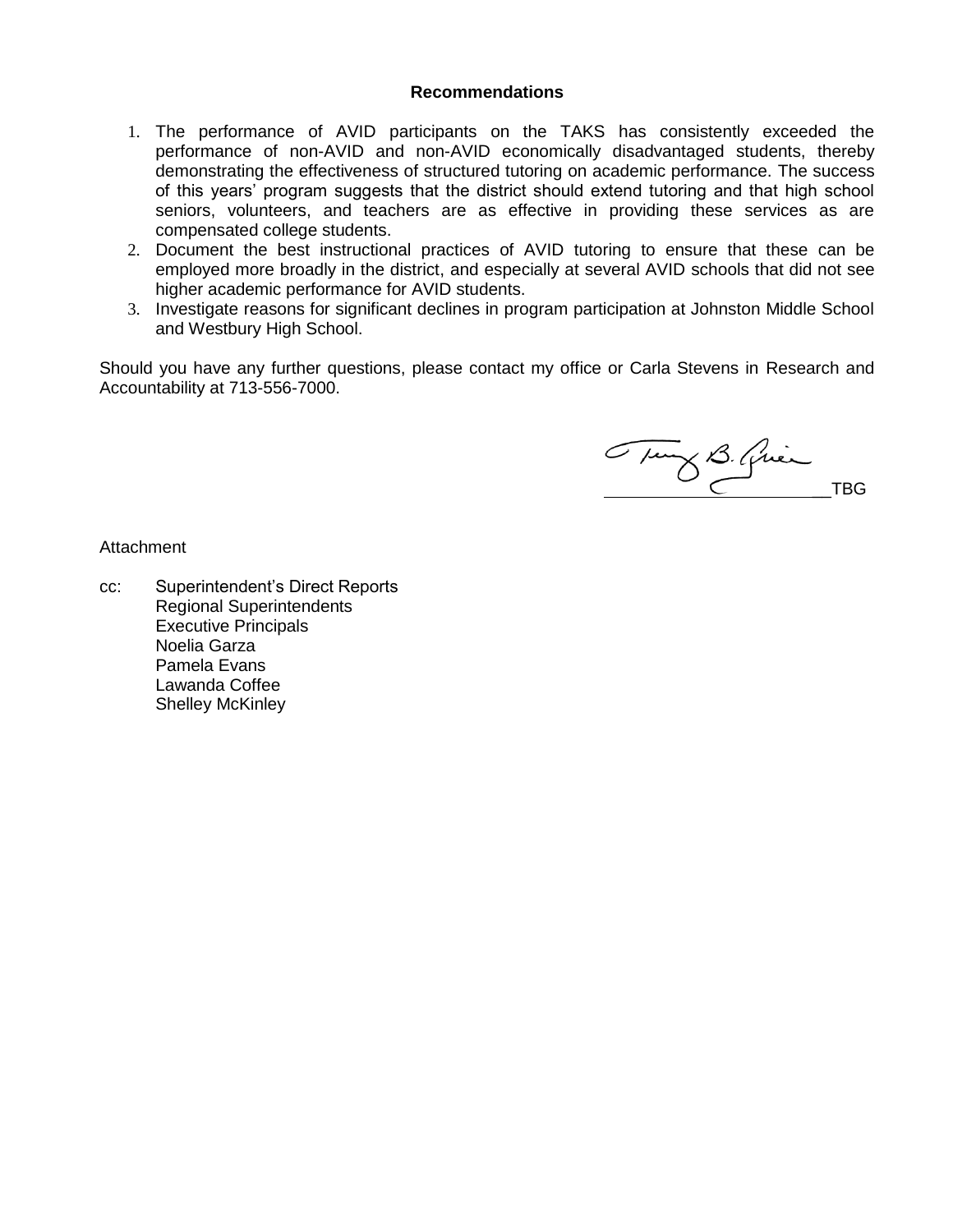**Recommendations**

1. The performance of AVID participants on the TAKS has consistently exceeded the performance of non-AVID and non-AVID economically disadvantaged students, thereby demonstrating the effectiveness of structured tutoring on academic performance. The success of this years' program suggests that the district should extend tutoring and that high school seniors, volunteers, and teachers are as effective in providing these services as are compensated college students.
2. Document the best instructional practices of AVID tutoring to ensure that these can be employed more broadly in the district, and especially at several AVID schools that did not see higher academic performance for AVID students.
3. Investigate reasons for significant declines in program participation at Johnston Middle School and Westbury High School.

Should you have any further questions, please contact my office or Carla Stevens in Research and Accountability at 713-556-7000.

\_\_\_\_\_\_\_\_\_\_\_\_\_\_\_\_\_\_\_\_\_\_\_\_TBG

Attachment

cc: Superintendent's Direct Reports
Regional Superintendents
Executive Principals
Noelia Garza
Pamela Evans
Lawanda Coffee
Shelley McKinley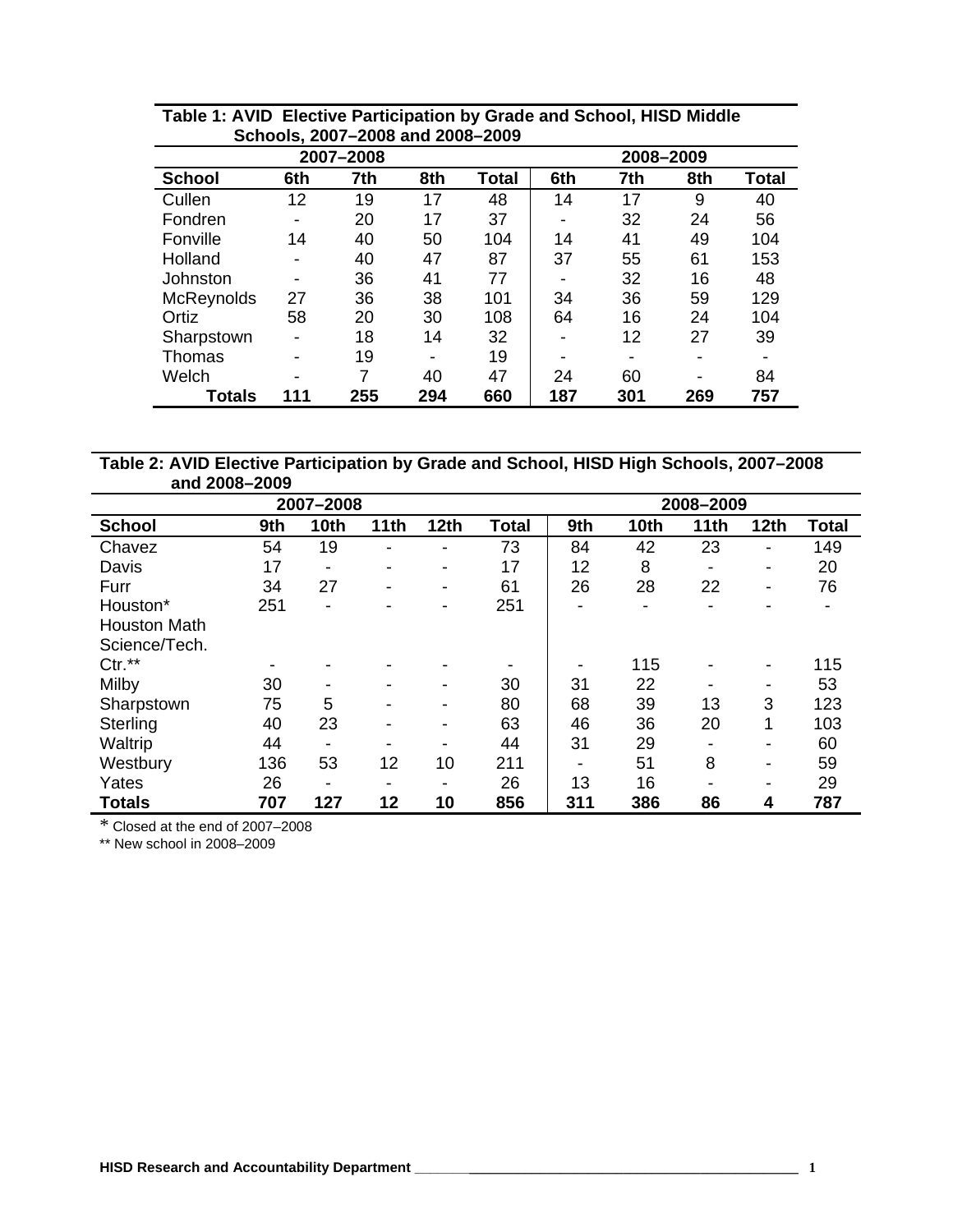**Table 1: AVID Elective Participation by Grade and School, HISD Middle Schools, 2007–2008 and 2008–2009**

| | 2007–2008 | | | | 2008–2009 | | | |
|---|---|---|---|---|---|---|---|---|
| **School** | **6th** | **7th** | **8th** | **Total** | **6th** | **7th** | **8th** | **Total** |
| Cullen | 12 | 19 | 17 | 48 | 14 | 17 | 9 | 40 |
| Fondren | - | 20 | 17 | 37 | - | 32 | 24 | 56 |
| Fonville | 14 | 40 | 50 | 104 | 14 | 41 | 49 | 104 |
| Holland | - | 40 | 47 | 87 | 37 | 55 | 61 | 153 |
| Johnston | - | 36 | 41 | 77 | - | 32 | 16 | 48 |
| McReynolds | 27 | 36 | 38 | 101 | 34 | 36 | 59 | 129 |
| Ortiz | 58 | 20 | 30 | 108 | 64 | 16 | 24 | 104 |
| Sharpstown | - | 18 | 14 | 32 | - | 12 | 27 | 39 |
| Thomas | - | 19 | - | 19 | - | - | - | - |
| Welch | - | 7 | 40 | 47 | 24 | 60 | - | 84 |
| **Totals** | **111** | **255** | **294** | **660** | **187** | **301** | **269** | **757** |

**Table 2: AVID Elective Participation by Grade and School, HISD High Schools, 2007–2008 and 2008–2009**

| | 2007–2008 | | | | | 2008–2009 | | | | |
|---|---|---|---|---|---|---|---|---|---|---|
| **School** | **9th** | **10th** | **11th** | **12th** | **Total** | **9th** | **10th** | **11th** | **12th** | **Total** |
| Chavez | 54 | 19 | - | - | 73 | 84 | 42 | 23 | - | 149 |
| Davis | 17 | - | - | - | 17 | 12 | 8 | - | - | 20 |
| Furr | 34 | 27 | - | - | 61 | 26 | 28 | 22 | - | 76 |
| Houston* | 251 | - | - | - | 251 | - | - | - | - | - |
| Houston Math Science/Tech. Ctr.** | - | - | - | - | - | - | 115 | - | - | 115 |
| Milby | 30 | - | - | - | 30 | 31 | 22 | - | - | 53 |
| Sharpstown | 75 | 5 | - | - | 80 | 68 | 39 | 13 | 3 | 123 |
| Sterling | 40 | 23 | - | - | 63 | 46 | 36 | 20 | 1 | 103 |
| Waltrip | 44 | - | - | - | 44 | 31 | 29 | - | - | 60 |
| Westbury | 136 | 53 | 12 | 10 | 211 | - | 51 | 8 | - | 59 |
| Yates | 26 | - | - | - | 26 | 13 | 16 | - | - | 29 |
| **Totals** | **707** | **127** | **12** | **10** | **856** | **311** | **386** | **86** | **4** | **787** |

* Closed at the end of 2007–2008

** New school in 2008–2009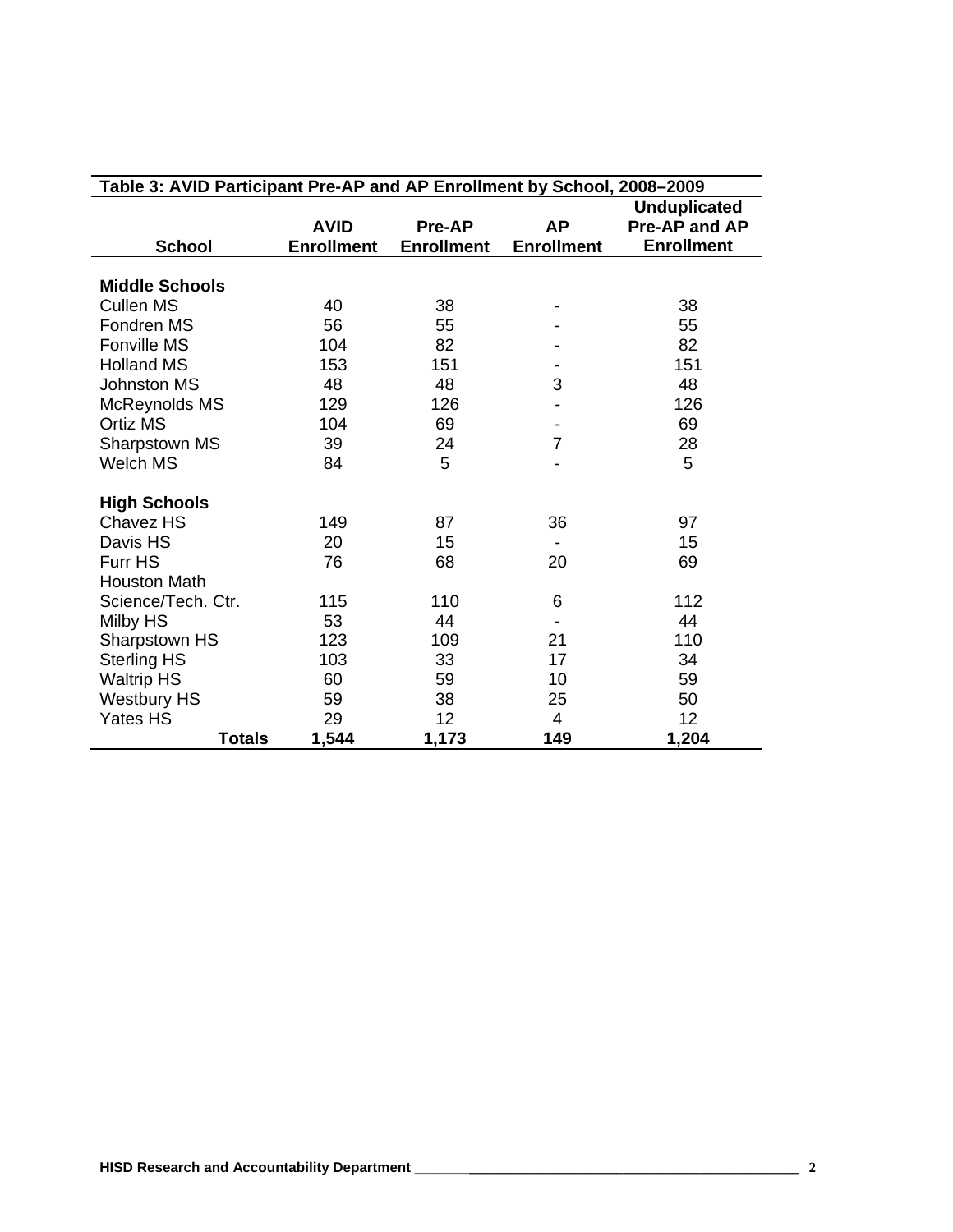**Table 3: AVID Participant Pre-AP and AP Enrollment by School, 2008–2009**

| School | AVID Enrollment | Pre-AP Enrollment | AP Enrollment | Unduplicated Pre-AP and AP Enrollment |
|---|---|---|---|---|
| **Middle Schools** | | | | |
| Cullen MS | 40 | 38 | - | 38 |
| Fondren MS | 56 | 55 | - | 55 |
| Fonville MS | 104 | 82 | - | 82 |
| Holland MS | 153 | 151 | - | 151 |
| Johnston MS | 48 | 48 | 3 | 48 |
| McReynolds MS | 129 | 126 | - | 126 |
| Ortiz MS | 104 | 69 | - | 69 |
| Sharpstown MS | 39 | 24 | 7 | 28 |
| Welch MS | 84 | 5 | - | 5 |
| **High Schools** | | | | |
| Chavez HS | 149 | 87 | 36 | 97 |
| Davis HS | 20 | 15 | - | 15 |
| Furr HS | 76 | 68 | 20 | 69 |
| Houston Math Science/Tech. Ctr. | 115 | 110 | 6 | 112 |
| Milby HS | 53 | 44 | - | 44 |
| Sharpstown HS | 123 | 109 | 21 | 110 |
| Sterling HS | 103 | 33 | 17 | 34 |
| Waltrip HS | 60 | 59 | 10 | 59 |
| Westbury HS | 59 | 38 | 25 | 50 |
| Yates HS | 29 | 12 | 4 | 12 |
| **Totals** | **1,544** | **1,173** | **149** | **1,204** |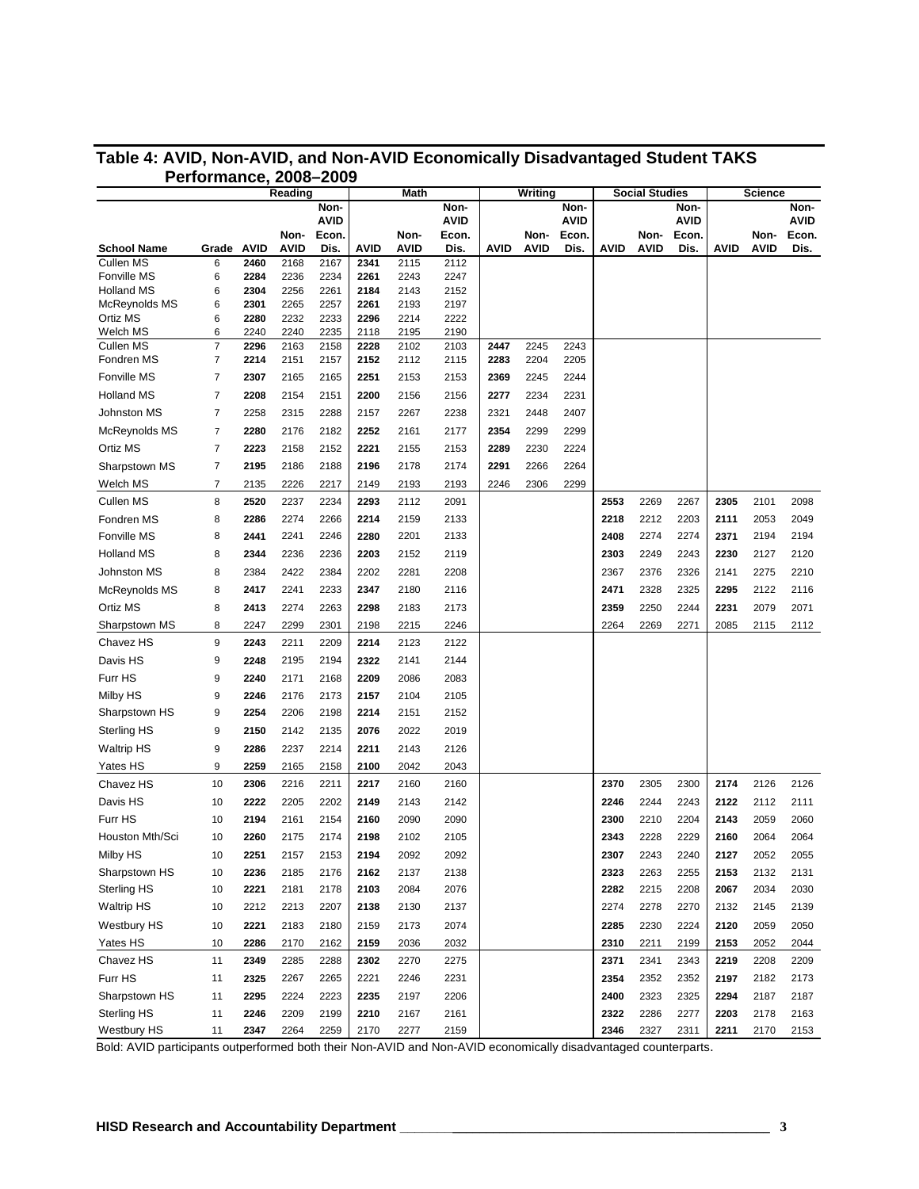## Table 4: AVID, Non-AVID, and Non-AVID Economically Disadvantaged Student TAKS Performance, 2008–2009

| | | Reading | | | Math | | | Writing | | | Social Studies | | | Science | | |
|---|---|---|---|---|---|---|---|---|---|---|---|---|---|---|---|---|
| **School Name** | **Grade** | **AVID** | **Non-AVID** | **Non-AVID Econ. Dis.** | **AVID** | **Non-AVID** | **Non-AVID Econ. Dis.** | **AVID** | **Non-AVID** | **Non-AVID Econ. Dis.** | **AVID** | **Non-AVID** | **Non-AVID Econ. Dis.** | **AVID** | **Non-AVID** | **Non-AVID Econ. Dis.** |
| Cullen MS | 6 | **2460** | 2168 | 2167 | **2341** | 2115 | 2112 | | | | | | | | | |
| Fonville MS | 6 | **2284** | 2236 | 2234 | **2261** | 2243 | 2247 | | | | | | | | | |
| Holland MS | 6 | **2304** | 2256 | 2261 | **2184** | 2143 | 2152 | | | | | | | | | |
| McReynolds MS | 6 | **2301** | 2265 | 2257 | **2261** | 2193 | 2197 | | | | | | | | | |
| Ortiz MS | 6 | **2280** | 2232 | 2233 | **2296** | 2214 | 2222 | | | | | | | | | |
| Welch MS | 6 | 2240 | 2240 | 2235 | 2118 | 2195 | 2190 | | | | | | | | | |
| Cullen MS | 7 | **2296** | 2163 | 2158 | **2228** | 2102 | 2103 | **2447** | 2245 | 2243 | | | | | | |
| Fondren MS | 7 | **2214** | 2151 | 2157 | **2152** | 2112 | 2115 | **2283** | 2204 | 2205 | | | | | | |
| Fonville MS | 7 | **2307** | 2165 | 2165 | **2251** | 2153 | 2153 | **2369** | 2245 | 2244 | | | | | | |
| Holland MS | 7 | **2208** | 2154 | 2151 | **2200** | 2156 | 2156 | **2277** | 2234 | 2231 | | | | | | |
| Johnston MS | 7 | 2258 | 2315 | 2288 | 2157 | 2267 | 2238 | 2321 | 2448 | 2407 | | | | | | |
| McReynolds MS | 7 | **2280** | 2176 | 2182 | **2252** | 2161 | 2177 | **2354** | 2299 | 2299 | | | | | | |
| Ortiz MS | 7 | **2223** | 2158 | 2152 | **2221** | 2155 | 2153 | **2289** | 2230 | 2224 | | | | | | |
| Sharpstown MS | 7 | **2195** | 2186 | 2188 | **2196** | 2178 | 2174 | **2291** | 2266 | 2264 | | | | | | |
| Welch MS | 7 | 2135 | 2226 | 2217 | 2149 | 2193 | 2193 | 2246 | 2306 | 2299 | | | | | | |
| Cullen MS | 8 | **2520** | 2237 | 2234 | **2293** | 2112 | 2091 | | | | **2553** | 2269 | 2267 | **2305** | 2101 | 2098 |
| Fondren MS | 8 | **2286** | 2274 | 2266 | **2214** | 2159 | 2133 | | | | **2218** | 2212 | 2203 | **2111** | 2053 | 2049 |
| Fonville MS | 8 | **2441** | 2241 | 2246 | **2280** | 2201 | 2133 | | | | **2408** | 2274 | 2274 | **2371** | 2194 | 2194 |
| Holland MS | 8 | **2344** | 2236 | 2236 | **2203** | 2152 | 2119 | | | | **2303** | 2249 | 2243 | **2230** | 2127 | 2120 |
| Johnston MS | 8 | 2384 | 2422 | 2384 | 2202 | 2281 | 2208 | | | | 2367 | 2376 | 2326 | 2141 | 2275 | 2210 |
| McReynolds MS | 8 | **2417** | 2241 | 2233 | **2347** | 2180 | 2116 | | | | **2471** | 2328 | 2325 | **2295** | 2122 | 2116 |
| Ortiz MS | 8 | **2413** | 2274 | 2263 | **2298** | 2183 | 2173 | | | | **2359** | 2250 | 2244 | **2231** | 2079 | 2071 |
| Sharpstown MS | 8 | 2247 | 2299 | 2301 | 2198 | 2215 | 2246 | | | | 2264 | 2269 | 2271 | 2085 | 2115 | 2112 |
| Chavez HS | 9 | **2243** | 2211 | 2209 | **2214** | 2123 | 2122 | | | | | | | | | |
| Davis HS | 9 | **2248** | 2195 | 2194 | **2322** | 2141 | 2144 | | | | | | | | | |
| Furr HS | 9 | **2240** | 2171 | 2168 | **2209** | 2086 | 2083 | | | | | | | | | |
| Milby HS | 9 | **2246** | 2176 | 2173 | **2157** | 2104 | 2105 | | | | | | | | | |
| Sharpstown HS | 9 | **2254** | 2206 | 2198 | **2214** | 2151 | 2152 | | | | | | | | | |
| Sterling HS | 9 | **2150** | 2142 | 2135 | **2076** | 2022 | 2019 | | | | | | | | | |
| Waltrip HS | 9 | **2286** | 2237 | 2214 | **2211** | 2143 | 2126 | | | | | | | | | |
| Yates HS | 9 | **2259** | 2165 | 2158 | **2100** | 2042 | 2043 | | | | | | | | | |
| Chavez HS | 10 | **2306** | 2216 | 2211 | **2217** | 2160 | 2160 | | | | **2370** | 2305 | 2300 | **2174** | 2126 | 2126 |
| Davis HS | 10 | **2222** | 2205 | 2202 | **2149** | 2143 | 2142 | | | | **2246** | 2244 | 2243 | **2122** | 2112 | 2111 |
| Furr HS | 10 | **2194** | 2161 | 2154 | **2160** | 2090 | 2090 | | | | **2300** | 2210 | 2204 | **2143** | 2059 | 2060 |
| Houston Mth/Sci | 10 | **2260** | 2175 | 2174 | **2198** | 2102 | 2105 | | | | **2343** | 2228 | 2229 | **2160** | 2064 | 2064 |
| Milby HS | 10 | **2251** | 2157 | 2153 | **2194** | 2092 | 2092 | | | | **2307** | 2243 | 2240 | **2127** | 2052 | 2055 |
| Sharpstown HS | 10 | **2236** | 2185 | 2176 | **2162** | 2137 | 2138 | | | | **2323** | 2263 | 2255 | **2153** | 2132 | 2131 |
| Sterling HS | 10 | **2221** | 2181 | 2178 | **2103** | 2084 | 2076 | | | | **2282** | 2215 | 2208 | **2067** | 2034 | 2030 |
| Waltrip HS | 10 | 2212 | 2213 | 2207 | **2138** | 2130 | 2137 | | | | 2274 | 2278 | 2270 | 2132 | 2145 | 2139 |
| Westbury HS | 10 | **2221** | 2183 | 2180 | 2159 | 2173 | 2074 | | | | **2285** | 2230 | 2224 | **2120** | 2059 | 2050 |
| Yates HS | 10 | **2286** | 2170 | 2162 | **2159** | 2036 | 2032 | | | | **2310** | 2211 | 2199 | **2153** | 2052 | 2044 |
| Chavez HS | 11 | **2349** | 2285 | 2288 | **2302** | 2270 | 2275 | | | | **2371** | 2341 | 2343 | **2219** | 2208 | 2209 |
| Furr HS | 11 | **2325** | 2267 | 2265 | 2221 | 2246 | 2231 | | | | **2354** | 2352 | 2352 | **2197** | 2182 | 2173 |
| Sharpstown HS | 11 | **2295** | 2224 | 2223 | **2235** | 2197 | 2206 | | | | **2400** | 2323 | 2325 | **2294** | 2187 | 2187 |
| Sterling HS | 11 | **2246** | 2209 | 2199 | **2210** | 2167 | 2161 | | | | **2322** | 2286 | 2277 | **2203** | 2178 | 2163 |
| Westbury HS | 11 | **2347** | 2264 | 2259 | 2170 | 2277 | 2159 | | | | **2346** | 2327 | 2311 | **2211** | 2170 | 2153 |

Bold: AVID participants outperformed both their Non-AVID and Non-AVID economically disadvantaged counterparts.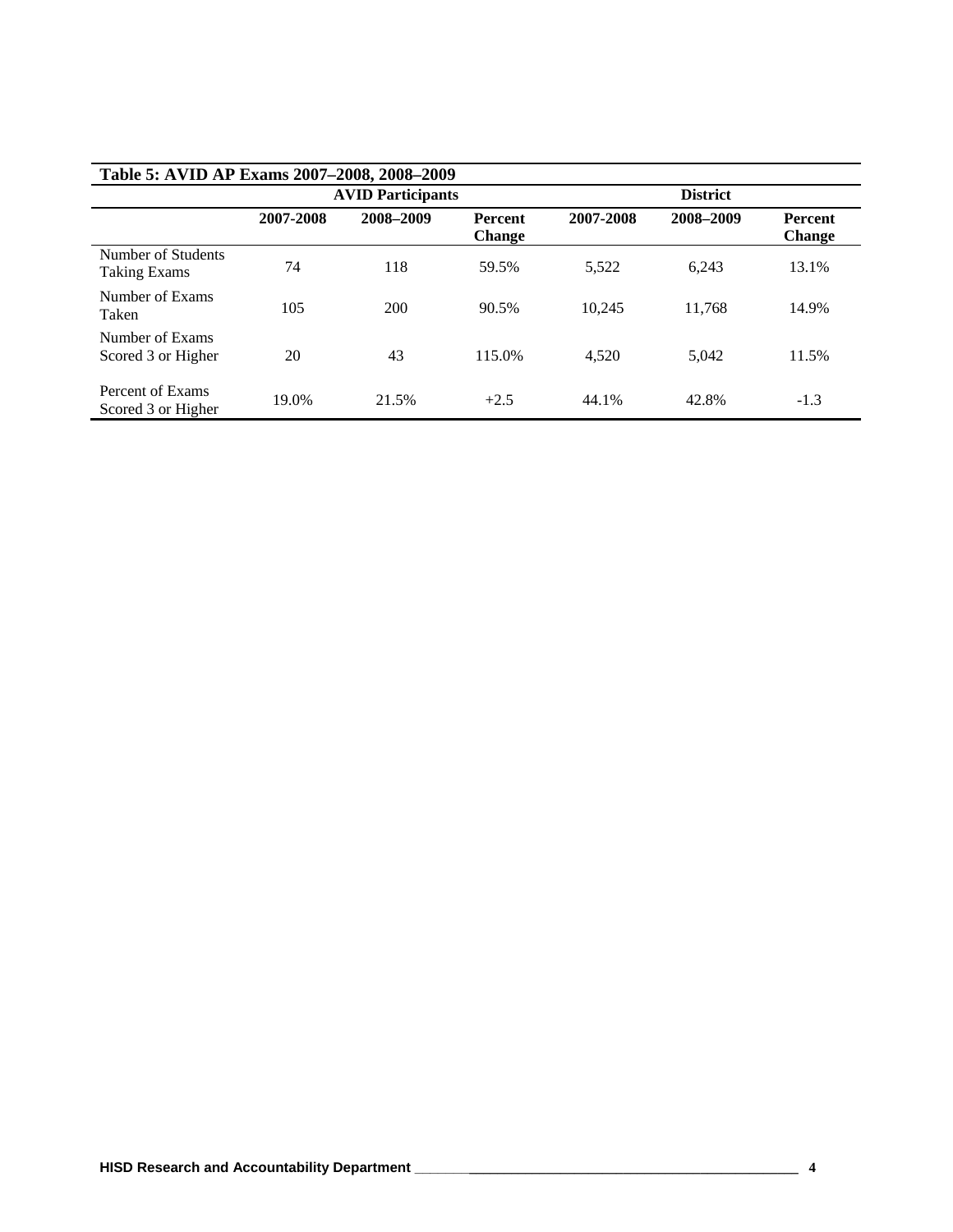**Table 5: AVID AP Exams 2007–2008, 2008–2009**

| | AVID Participants | | | District | | |
|---|---|---|---|---|---|---|
| | 2007-2008 | 2008–2009 | Percent Change | 2007-2008 | 2008–2009 | Percent Change |
| Number of Students Taking Exams | 74 | 118 | 59.5% | 5,522 | 6,243 | 13.1% |
| Number of Exams Taken | 105 | 200 | 90.5% | 10,245 | 11,768 | 14.9% |
| Number of Exams Scored 3 or Higher | 20 | 43 | 115.0% | 4,520 | 5,042 | 11.5% |
| Percent of Exams Scored 3 or Higher | 19.0% | 21.5% | +2.5 | 44.1% | 42.8% | -1.3 |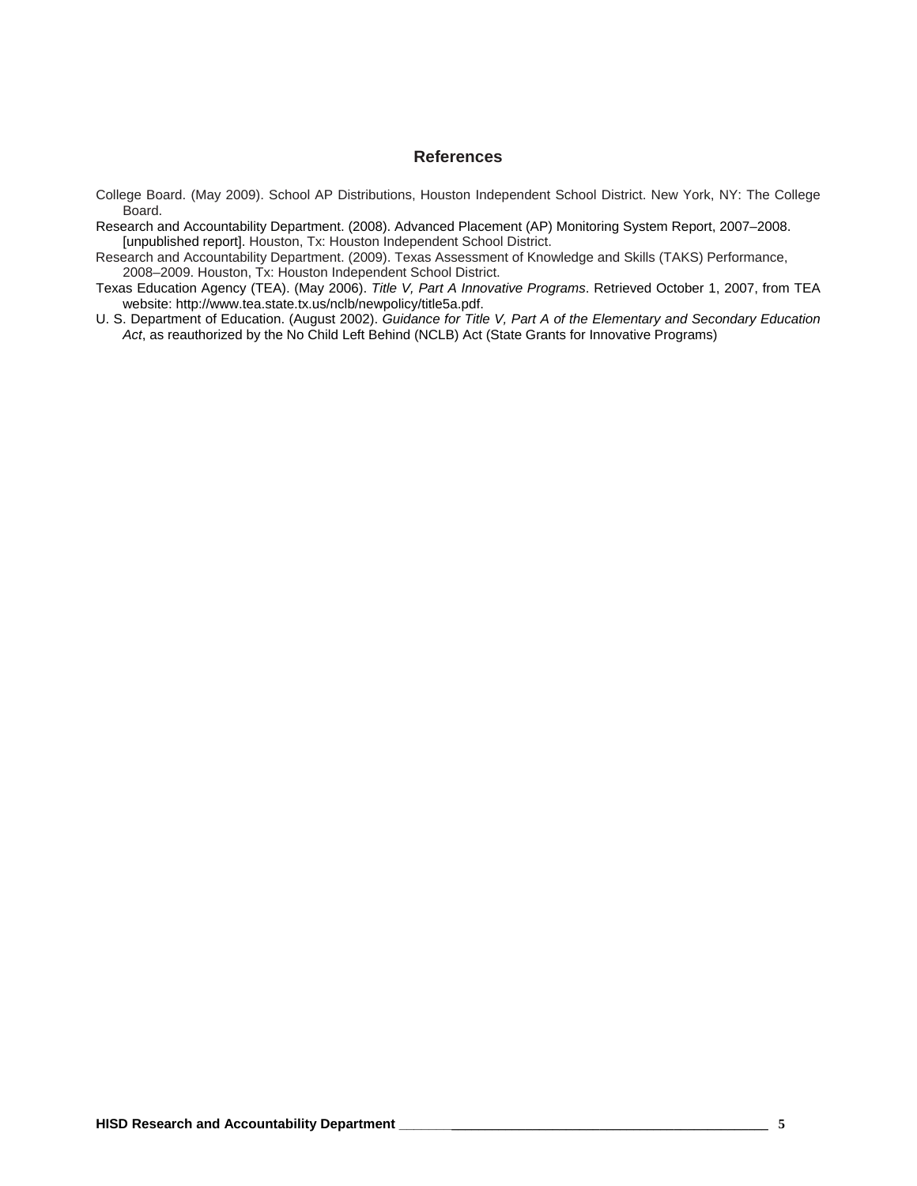## References

College Board. (May 2009). School AP Distributions, Houston Independent School District. New York, NY: The College Board.

Research and Accountability Department. (2008). Advanced Placement (AP) Monitoring System Report, 2007–2008. [unpublished report]. Houston, Tx: Houston Independent School District.

Research and Accountability Department. (2009). Texas Assessment of Knowledge and Skills (TAKS) Performance, 2008–2009. Houston, Tx: Houston Independent School District.

Texas Education Agency (TEA). (May 2006). *Title V, Part A Innovative Programs*. Retrieved October 1, 2007, from TEA website: http://www.tea.state.tx.us/nclb/newpolicy/title5a.pdf.

U. S. Department of Education. (August 2002). *Guidance for Title V, Part A of the Elementary and Secondary Education Act*, as reauthorized by the No Child Left Behind (NCLB) Act (State Grants for Innovative Programs)